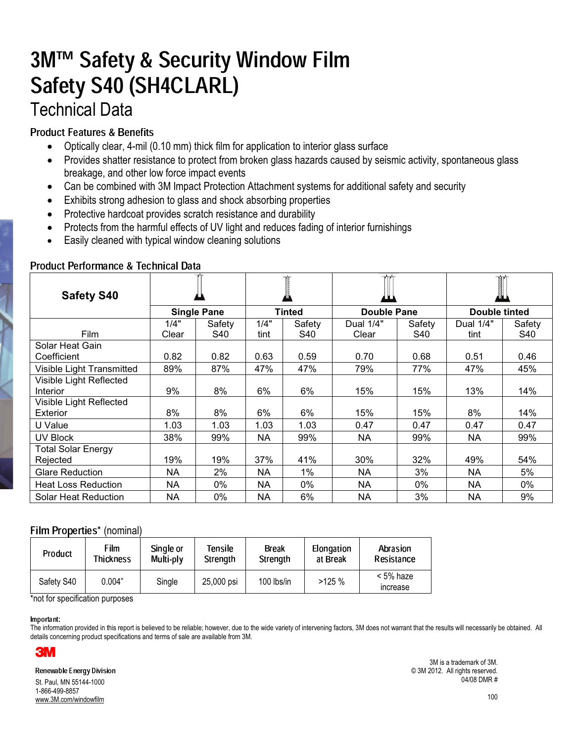# 3M™ Safety & Security Window Film
# Safety S40 (SH4CLARL)
## Technical Data

### Product Features & Benefits

- Optically clear, 4-mil (0.10 mm) thick film for application to interior glass surface
- Provides shatter resistance to protect from broken glass hazards caused by seismic activity, spontaneous glass breakage, and other low force impact events
- Can be combined with 3M Impact Protection Attachment systems for additional safety and security
- Exhibits strong adhesion to glass and shock absorbing properties
- Protective hardcoat provides scratch resistance and durability
- Protects from the harmful effects of UV light and reduces fading of interior furnishings
- Easily cleaned with typical window cleaning solutions

### Product Performance & Technical Data

| Safety S40 | Single Pane | | Tinted | | Double Pane | | Double tinted | |
|---|---|---|---|---|---|---|---|---|
| Film | 1/4" Clear | Safety S40 | 1/4" tint | Safety S40 | Dual 1/4" Clear | Safety S40 | Dual 1/4" tint | Safety S40 |
| Solar Heat Gain Coefficient | 0.82 | 0.82 | 0.63 | 0.59 | 0.70 | 0.68 | 0.51 | 0.46 |
| Visible Light Transmitted | 89% | 87% | 47% | 47% | 79% | 77% | 47% | 45% |
| Visible Light Reflected Interior | 9% | 8% | 6% | 6% | 15% | 15% | 13% | 14% |
| Visible Light Reflected Exterior | 8% | 8% | 6% | 6% | 15% | 15% | 8% | 14% |
| U Value | 1.03 | 1.03 | 1.03 | 1.03 | 0.47 | 0.47 | 0.47 | 0.47 |
| UV Block | 38% | 99% | NA | 99% | NA | 99% | NA | 99% |
| Total Solar Energy Rejected | 19% | 19% | 37% | 41% | 30% | 32% | 49% | 54% |
| Glare Reduction | NA | 2% | NA | 1% | NA | 3% | NA | 5% |
| Heat Loss Reduction | NA | 0% | NA | 0% | NA | 0% | NA | 0% |
| Solar Heat Reduction | NA | 0% | NA | 6% | NA | 3% | NA | 9% |

### Film Properties* (nominal)

| Product | Film Thickness | Single or Multi-ply | Tensile Strength | Break Strength | Elongation at Break | Abrasion Resistance |
|---|---|---|---|---|---|---|
| Safety S40 | 0.004" | Single | 25,000 psi | 100 lbs/in | >125 % | < 5% haze increase |

*not for specification purposes

**Important:**
The information provided in this report is believed to be reliable; however, due to the wide variety of intervening factors, 3M does not warrant that the results will necessarily be obtained. All details concerning product specifications and terms of sale are available from 3M.

3M

Renewable Energy Division
St. Paul, MN 55144-1000
1-866-499-8857
www.3M.com/windowfilm

3M is a trademark of 3M.
© 3M 2012. All rights reserved.
04/08 DMR #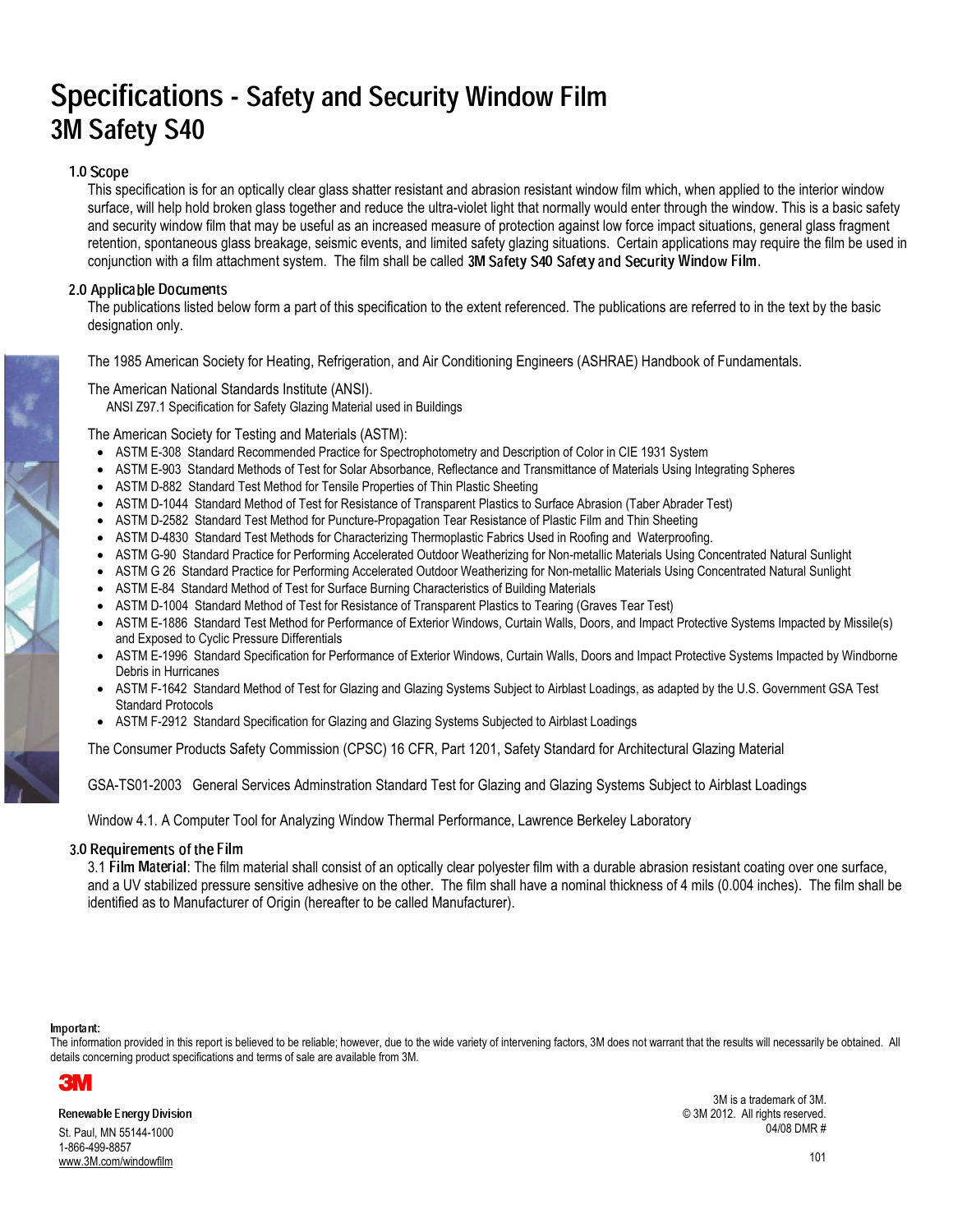# Specifications - Safety and Security Window Film
# 3M Safety S40

## 1.0 Scope

This specification is for an optically clear glass shatter resistant and abrasion resistant window film which, when applied to the interior window surface, will help hold broken glass together and reduce the ultra-violet light that normally would enter through the window. This is a basic safety and security window film that may be useful as an increased measure of protection against low force impact situations, general glass fragment retention, spontaneous glass breakage, seismic events, and limited safety glazing situations. Certain applications may require the film be used in conjunction with a film attachment system. The film shall be called **3M Safety S40 Safety and Security Window Film**.

## 2.0 Applicable Documents

The publications listed below form a part of this specification to the extent referenced. The publications are referred to in the text by the basic designation only.

The 1985 American Society for Heating, Refrigeration, and Air Conditioning Engineers (ASHRAE) Handbook of Fundamentals.

The American National Standards Institute (ANSI).
ANSI Z97.1 Specification for Safety Glazing Material used in Buildings

The American Society for Testing and Materials (ASTM):

- ASTM E-308 Standard Recommended Practice for Spectrophotometry and Description of Color in CIE 1931 System
- ASTM E-903 Standard Methods of Test for Solar Absorbance, Reflectance and Transmittance of Materials Using Integrating Spheres
- ASTM D-882 Standard Test Method for Tensile Properties of Thin Plastic Sheeting
- ASTM D-1044 Standard Method of Test for Resistance of Transparent Plastics to Surface Abrasion (Taber Abrader Test)
- ASTM D-2582 Standard Test Method for Puncture-Propagation Tear Resistance of Plastic Film and Thin Sheeting
- ASTM D-4830 Standard Test Methods for Characterizing Thermoplastic Fabrics Used in Roofing and Waterproofing.
- ASTM G-90 Standard Practice for Performing Accelerated Outdoor Weatherizing for Non-metallic Materials Using Concentrated Natural Sunlight
- ASTM G 26 Standard Practice for Performing Accelerated Outdoor Weatherizing for Non-metallic Materials Using Concentrated Natural Sunlight
- ASTM E-84 Standard Method of Test for Surface Burning Characteristics of Building Materials
- ASTM D-1004 Standard Method of Test for Resistance of Transparent Plastics to Tearing (Graves Tear Test)
- ASTM E-1886 Standard Test Method for Performance of Exterior Windows, Curtain Walls, Doors, and Impact Protective Systems Impacted by Missile(s) and Exposed to Cyclic Pressure Differentials
- ASTM E-1996 Standard Specification for Performance of Exterior Windows, Curtain Walls, Doors and Impact Protective Systems Impacted by Windborne Debris in Hurricanes
- ASTM F-1642 Standard Method of Test for Glazing and Glazing Systems Subject to Airblast Loadings, as adapted by the U.S. Government GSA Test Standard Protocols
- ASTM F-2912 Standard Specification for Glazing and Glazing Systems Subjected to Airblast Loadings

The Consumer Products Safety Commission (CPSC) 16 CFR, Part 1201, Safety Standard for Architectural Glazing Material

GSA-TS01-2003 General Services Adminstration Standard Test for Glazing and Glazing Systems Subject to Airblast Loadings

Window 4.1. A Computer Tool for Analyzing Window Thermal Performance, Lawrence Berkeley Laboratory

## 3.0 Requirements of the Film

3.1 **Film Material**: The film material shall consist of an optically clear polyester film with a durable abrasion resistant coating over one surface, and a UV stabilized pressure sensitive adhesive on the other. The film shall have a nominal thickness of 4 mils (0.004 inches). The film shall be identified as to Manufacturer of Origin (hereafter to be called Manufacturer).

**Important:**
The information provided in this report is believed to be reliable; however, due to the wide variety of intervening factors, 3M does not warrant that the results will necessarily be obtained. All details concerning product specifications and terms of sale are available from 3M.

3M

Renewable Energy Division
St. Paul, MN 55144-1000
1-866-499-8857
www.3M.com/windowfilm

3M is a trademark of 3M.
© 3M 2012. All rights reserved.
04/08 DMR #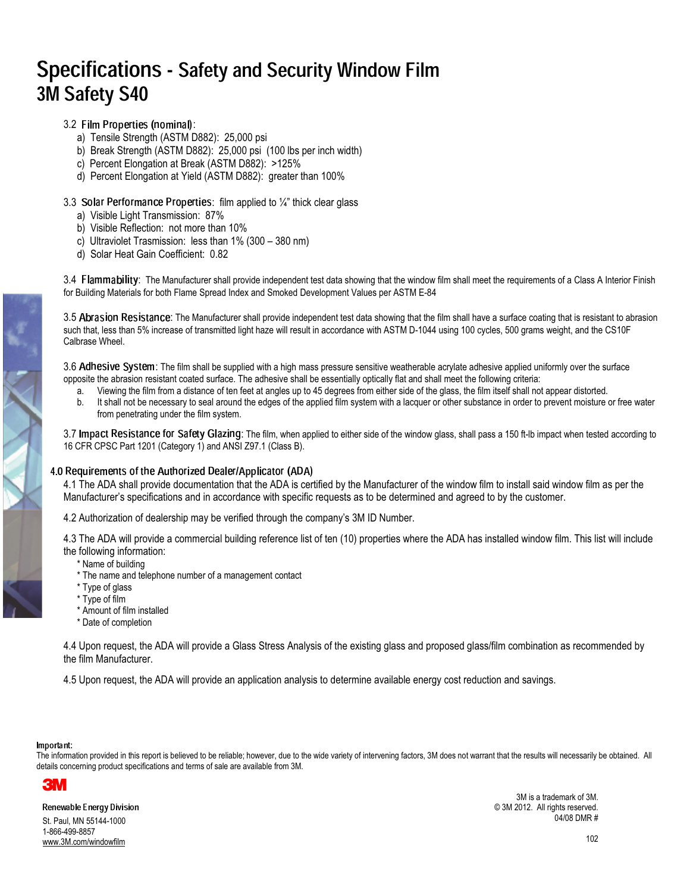# Specifications - Safety and Security Window Film
# 3M Safety S40

3.2 **Film Properties (nominal)**:

a) Tensile Strength (ASTM D882): 25,000 psi
b) Break Strength (ASTM D882): 25,000 psi (100 lbs per inch width)
c) Percent Elongation at Break (ASTM D882): >125%
d) Percent Elongation at Yield (ASTM D882): greater than 100%

3.3 **Solar Performance Properties**: film applied to ¼" thick clear glass

a) Visible Light Transmission: 87%
b) Visible Reflection: not more than 10%
c) Ultraviolet Trasmission: less than 1% (300 – 380 nm)
d) Solar Heat Gain Coefficient: 0.82

3.4 **Flammability**: The Manufacturer shall provide independent test data showing that the window film shall meet the requirements of a Class A Interior Finish for Building Materials for both Flame Spread Index and Smoked Development Values per ASTM E-84

3.5 **Abrasion Resistance**: The Manufacturer shall provide independent test data showing that the film shall have a surface coating that is resistant to abrasion such that, less than 5% increase of transmitted light haze will result in accordance with ASTM D-1044 using 100 cycles, 500 grams weight, and the CS10F Calbrase Wheel.

3.6 **Adhesive System**: The film shall be supplied with a high mass pressure sensitive weatherable acrylate adhesive applied uniformly over the surface opposite the abrasion resistant coated surface. The adhesive shall be essentially optically flat and shall meet the following criteria:

a. Viewing the film from a distance of ten feet at angles up to 45 degrees from either side of the glass, the film itself shall not appear distorted.
b. It shall not be necessary to seal around the edges of the applied film system with a lacquer or other substance in order to prevent moisture or free water from penetrating under the film system.

3.7 **Impact Resistance for Safety Glazing**: The film, when applied to either side of the window glass, shall pass a 150 ft-lb impact when tested according to 16 CFR CPSC Part 1201 (Category 1) and ANSI Z97.1 (Class B).

## 4.0 Requirements of the Authorized Dealer/Applicator (ADA)

4.1 The ADA shall provide documentation that the ADA is certified by the Manufacturer of the window film to install said window film as per the Manufacturer's specifications and in accordance with specific requests as to be determined and agreed to by the customer.

4.2 Authorization of dealership may be verified through the company's 3M ID Number.

4.3 The ADA will provide a commercial building reference list of ten (10) properties where the ADA has installed window film. This list will include the following information:

* Name of building
* The name and telephone number of a management contact
* Type of glass
* Type of film
* Amount of film installed
* Date of completion

4.4 Upon request, the ADA will provide a Glass Stress Analysis of the existing glass and proposed glass/film combination as recommended by the film Manufacturer.

4.5 Upon request, the ADA will provide an application analysis to determine available energy cost reduction and savings.

**Important:**
The information provided in this report is believed to be reliable; however, due to the wide variety of intervening factors, 3M does not warrant that the results will necessarily be obtained. All details concerning product specifications and terms of sale are available from 3M.

3M

Renewable Energy Division
St. Paul, MN 55144-1000
1-866-499-8857
www.3M.com/windowfilm

3M is a trademark of 3M.
© 3M 2012. All rights reserved.
04/08 DMR #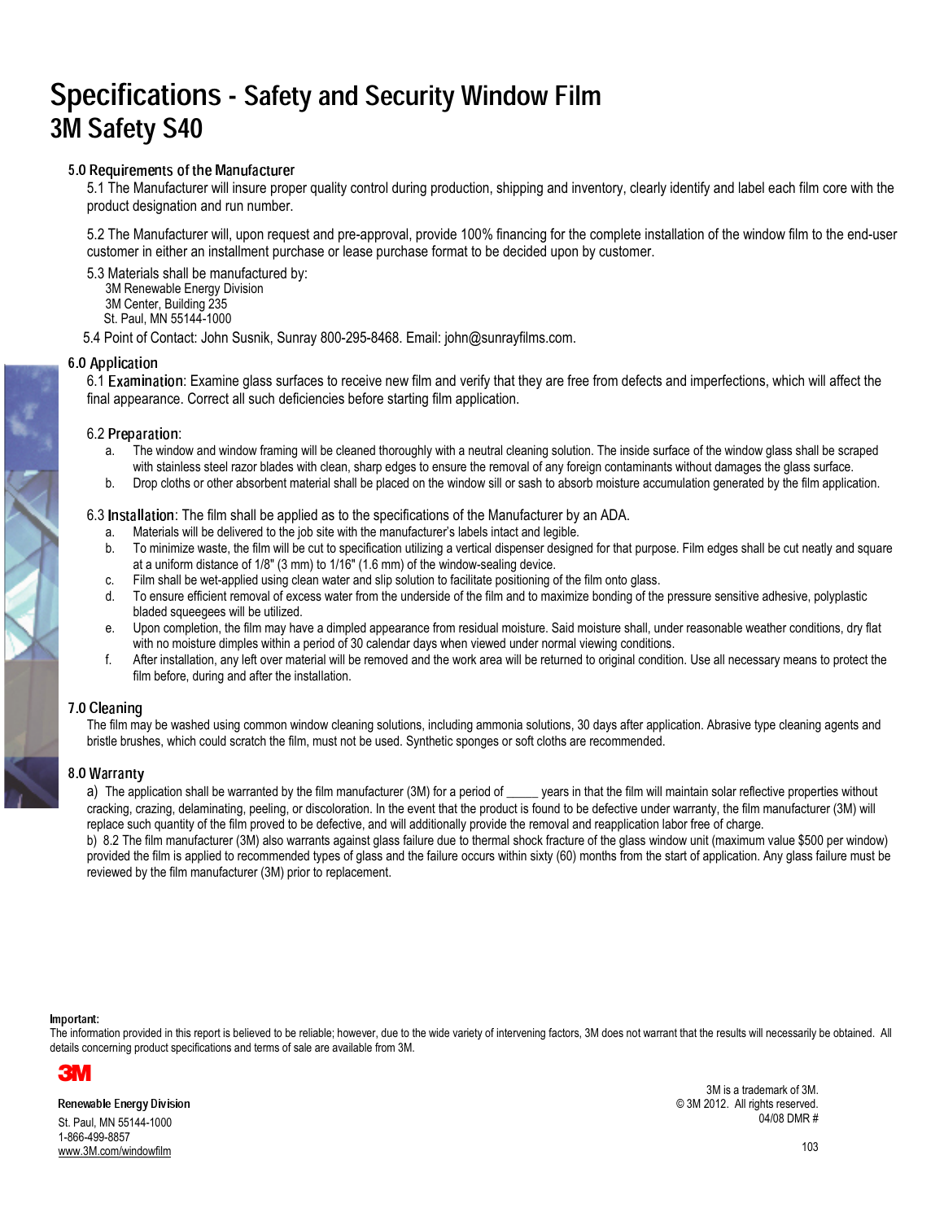# Specifications - Safety and Security Window Film
# 3M Safety S40

### 5.0 Requirements of the Manufacturer

5.1 The Manufacturer will insure proper quality control during production, shipping and inventory, clearly identify and label each film core with the product designation and run number.

5.2 The Manufacturer will, upon request and pre-approval, provide 100% financing for the complete installation of the window film to the end-user customer in either an installment purchase or lease purchase format to be decided upon by customer.

5.3 Materials shall be manufactured by:
3M Renewable Energy Division
3M Center, Building 235
St. Paul, MN 55144-1000

5.4 Point of Contact: John Susnik, Sunray 800-295-8468. Email: john@sunrayfilms.com.

### 6.0 Application

6.1 Examination: Examine glass surfaces to receive new film and verify that they are free from defects and imperfections, which will affect the final appearance. Correct all such deficiencies before starting film application.

6.2 Preparation:

a. The window and window framing will be cleaned thoroughly with a neutral cleaning solution. The inside surface of the window glass shall be scraped with stainless steel razor blades with clean, sharp edges to ensure the removal of any foreign contaminants without damages the glass surface.
b. Drop cloths or other absorbent material shall be placed on the window sill or sash to absorb moisture accumulation generated by the film application.

6.3 Installation: The film shall be applied as to the specifications of the Manufacturer by an ADA.

a. Materials will be delivered to the job site with the manufacturer's labels intact and legible.
b. To minimize waste, the film will be cut to specification utilizing a vertical dispenser designed for that purpose. Film edges shall be cut neatly and square at a uniform distance of 1/8" (3 mm) to 1/16" (1.6 mm) of the window-sealing device.
c. Film shall be wet-applied using clean water and slip solution to facilitate positioning of the film onto glass.
d. To ensure efficient removal of excess water from the underside of the film and to maximize bonding of the pressure sensitive adhesive, polyplastic bladed squeegees will be utilized.
e. Upon completion, the film may have a dimpled appearance from residual moisture. Said moisture shall, under reasonable weather conditions, dry flat with no moisture dimples within a period of 30 calendar days when viewed under normal viewing conditions.
f. After installation, any left over material will be removed and the work area will be returned to original condition. Use all necessary means to protect the film before, during and after the installation.

### 7.0 Cleaning

The film may be washed using common window cleaning solutions, including ammonia solutions, 30 days after application. Abrasive type cleaning agents and bristle brushes, which could scratch the film, must not be used. Synthetic sponges or soft cloths are recommended.

### 8.0 Warranty

a) The application shall be warranted by the film manufacturer (3M) for a period of _____ years in that the film will maintain solar reflective properties without cracking, crazing, delaminating, peeling, or discoloration. In the event that the product is found to be defective under warranty, the film manufacturer (3M) will replace such quantity of the film proved to be defective, and will additionally provide the removal and reapplication labor free of charge.

b) 8.2 The film manufacturer (3M) also warrants against glass failure due to thermal shock fracture of the glass window unit (maximum value $500 per window) provided the film is applied to recommended types of glass and the failure occurs within sixty (60) months from the start of application. Any glass failure must be reviewed by the film manufacturer (3M) prior to replacement.

**Important:**
The information provided in this report is believed to be reliable; however, due to the wide variety of intervening factors, 3M does not warrant that the results will necessarily be obtained. All details concerning product specifications and terms of sale are available from 3M.

3M

Renewable Energy Division
St. Paul, MN 55144-1000
1-866-499-8857
www.3M.com/windowfilm

3M is a trademark of 3M.
© 3M 2012. All rights reserved.
04/08 DMR #